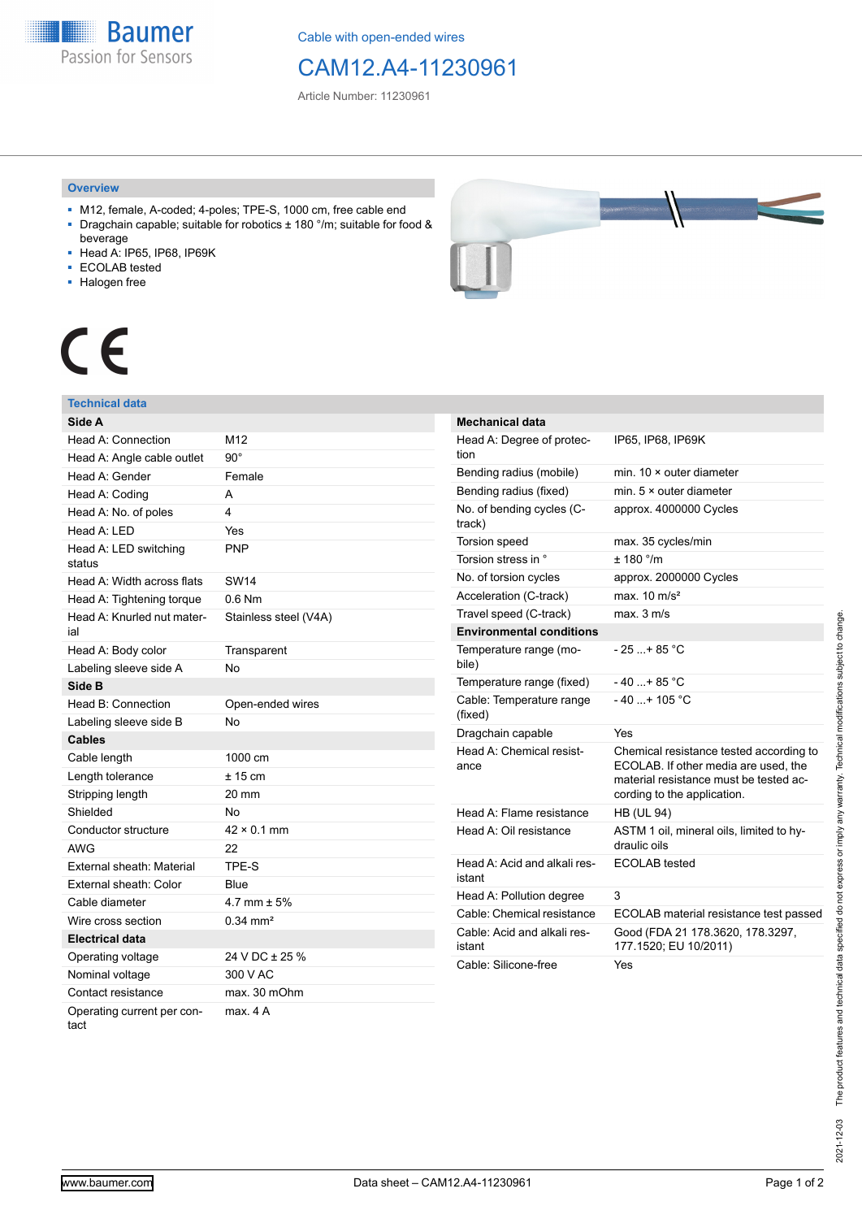Cable with open-ended wires

# CAM12.A4-11230961

Article Number: 11230961

## Overview

- M12, female, A-coded; 4-poles; TPE-S, 1000 cm, free cable end
- Dragchain capable; suitable for robotics ± 180 °/m; suitable for food & beverage
- Head A: IP65, IP68, IP69K
- ECOLAB tested
- Halogen free

CE

## Technical data

| Side A | |
|---|---|
| Head A: Connection | M12 |
| Head A: Angle cable outlet | 90° |
| Head A: Gender | Female |
| Head A: Coding | A |
| Head A: No. of poles | 4 |
| Head A: LED | Yes |
| Head A: LED switching status | PNP |
| Head A: Width across flats | SW14 |
| Head A: Tightening torque | 0.6 Nm |
| Head A: Knurled nut material | Stainless steel (V4A) |
| Head A: Body color | Transparent |
| Labeling sleeve side A | No |
| **Side B** | |
| Head B: Connection | Open-ended wires |
| Labeling sleeve side B | No |
| **Cables** | |
| Cable length | 1000 cm |
| Length tolerance | ± 15 cm |
| Stripping length | 20 mm |
| Shielded | No |
| Conductor structure | 42 × 0.1 mm |
| AWG | 22 |
| External sheath: Material | TPE-S |
| External sheath: Color | Blue |
| Cable diameter | 4.7 mm ± 5% |
| Wire cross section | 0.34 mm² |
| **Electrical data** | |
| Operating voltage | 24 V DC ± 25 % |
| Nominal voltage | 300 V AC |
| Contact resistance | max. 30 mOhm |
| Operating current per contact | max. 4 A |

| Mechanical data | |
|---|---|
| Head A: Degree of protection | IP65, IP68, IP69K |
| Bending radius (mobile) | min. 10 × outer diameter |
| Bending radius (fixed) | min. 5 × outer diameter |
| No. of bending cycles (C-track) | approx. 4000000 Cycles |
| Torsion speed | max. 35 cycles/min |
| Torsion stress in ° | ± 180 °/m |
| No. of torsion cycles | approx. 2000000 Cycles |
| Acceleration (C-track) | max. 10 m/s² |
| Travel speed (C-track) | max. 3 m/s |
| **Environmental conditions** | |
| Temperature range (mobile) | - 25 ...+ 85 °C |
| Temperature range (fixed) | - 40 ...+ 85 °C |
| Cable: Temperature range (fixed) | - 40 ...+ 105 °C |
| Dragchain capable | Yes |
| Head A: Chemical resistance | Chemical resistance tested according to ECOLAB. If other media are used, the material resistance must be tested according to the application. |
| Head A: Flame resistance | HB (UL 94) |
| Head A: Oil resistance | ASTM 1 oil, mineral oils, limited to hydraulic oils |
| Head A: Acid and alkali resistant | ECOLAB tested |
| Head A: Pollution degree | 3 |
| Cable: Chemical resistance | ECOLAB material resistance test passed |
| Cable: Acid and alkali resistant | Good (FDA 21 178.3620, 178.3297, 177.1520; EU 10/2011) |
| Cable: Silicone-free | Yes |

2021-12-03 The product features and technical data specified do not express or imply any warranty. Technical modifications subject to change.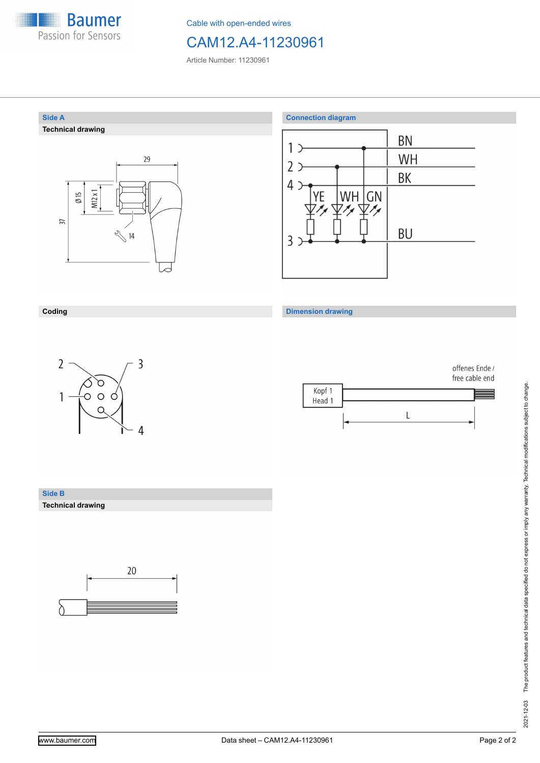Cable with open-ended wires

# CAM12.A4-11230961

Article Number: 11230961

## Side A

### Technical drawing

29

Ø15

M12 x 1

37

14

## Connection diagram

1
2
4
3

BN
WH
BK
BU

YE
WH
GN

### Coding

2
3
1
4

## Dimension drawing

offenes Ende / free cable end

Kopf 1
Head 1

L

## Side B

### Technical drawing

20

The product features and technical data specified do not express or imply any warranty. Technical modifications subject to change.

2021-12-03

www.baumer.com

Data sheet – CAM12.A4-11230961